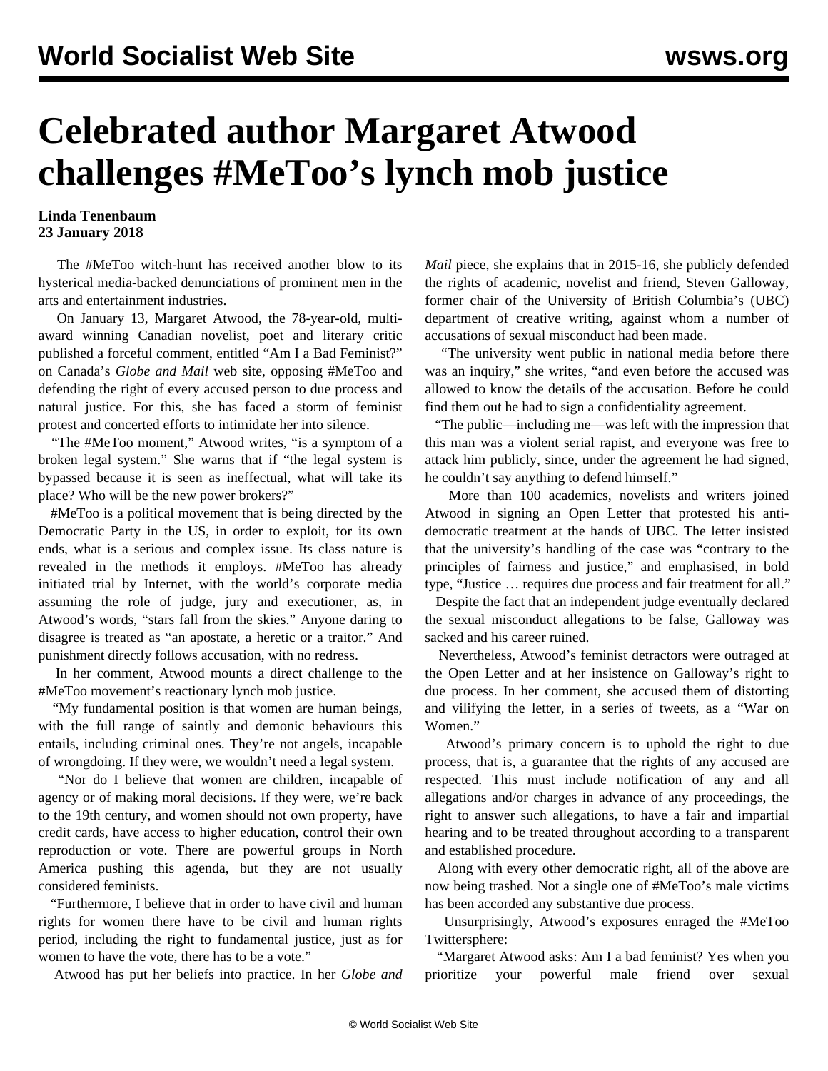# Celebrated author Margaret Atwood challenges #MeToo's lynch mob justice

**Linda Tenenbaum**
**23 January 2018**

The #MeToo witch-hunt has received another blow to its hysterical media-backed denunciations of prominent men in the arts and entertainment industries.

On January 13, Margaret Atwood, the 78-year-old, multi-award winning Canadian novelist, poet and literary critic published a forceful comment, entitled "Am I a Bad Feminist?" on Canada's *Globe and Mail* web site, opposing #MeToo and defending the right of every accused person to due process and natural justice. For this, she has faced a storm of feminist protest and concerted efforts to intimidate her into silence.

"The #MeToo moment," Atwood writes, "is a symptom of a broken legal system." She warns that if "the legal system is bypassed because it is seen as ineffectual, what will take its place? Who will be the new power brokers?"

#MeToo is a political movement that is being directed by the Democratic Party in the US, in order to exploit, for its own ends, what is a serious and complex issue. Its class nature is revealed in the methods it employs. #MeToo has already initiated trial by Internet, with the world's corporate media assuming the role of judge, jury and executioner, as, in Atwood's words, "stars fall from the skies." Anyone daring to disagree is treated as "an apostate, a heretic or a traitor." And punishment directly follows accusation, with no redress.

In her comment, Atwood mounts a direct challenge to the #MeToo movement's reactionary lynch mob justice.

"My fundamental position is that women are human beings, with the full range of saintly and demonic behaviours this entails, including criminal ones. They're not angels, incapable of wrongdoing. If they were, we wouldn't need a legal system.

"Nor do I believe that women are children, incapable of agency or of making moral decisions. If they were, we're back to the 19th century, and women should not own property, have credit cards, have access to higher education, control their own reproduction or vote. There are powerful groups in North America pushing this agenda, but they are not usually considered feminists.

"Furthermore, I believe that in order to have civil and human rights for women there have to be civil and human rights period, including the right to fundamental justice, just as for women to have the vote, there has to be a vote."

Atwood has put her beliefs into practice. In her *Globe and Mail* piece, she explains that in 2015-16, she publicly defended the rights of academic, novelist and friend, Steven Galloway, former chair of the University of British Columbia's (UBC) department of creative writing, against whom a number of accusations of sexual misconduct had been made.

"The university went public in national media before there was an inquiry," she writes, "and even before the accused was allowed to know the details of the accusation. Before he could find them out he had to sign a confidentiality agreement.

"The public—including me—was left with the impression that this man was a violent serial rapist, and everyone was free to attack him publicly, since, under the agreement he had signed, he couldn't say anything to defend himself."

More than 100 academics, novelists and writers joined Atwood in signing an Open Letter that protested his anti-democratic treatment at the hands of UBC. The letter insisted that the university's handling of the case was "contrary to the principles of fairness and justice," and emphasised, in bold type, "Justice … requires due process and fair treatment for all."

Despite the fact that an independent judge eventually declared the sexual misconduct allegations to be false, Galloway was sacked and his career ruined.

Nevertheless, Atwood's feminist detractors were outraged at the Open Letter and at her insistence on Galloway's right to due process. In her comment, she accused them of distorting and vilifying the letter, in a series of tweets, as a "War on Women."

Atwood's primary concern is to uphold the right to due process, that is, a guarantee that the rights of any accused are respected. This must include notification of any and all allegations and/or charges in advance of any proceedings, the right to answer such allegations, to have a fair and impartial hearing and to be treated throughout according to a transparent and established procedure.

Along with every other democratic right, all of the above are now being trashed. Not a single one of #MeToo's male victims has been accorded any substantive due process.

Unsurprisingly, Atwood's exposures enraged the #MeToo Twittersphere:

"Margaret Atwood asks: Am I a bad feminist? Yes when you prioritize your powerful male friend over sexual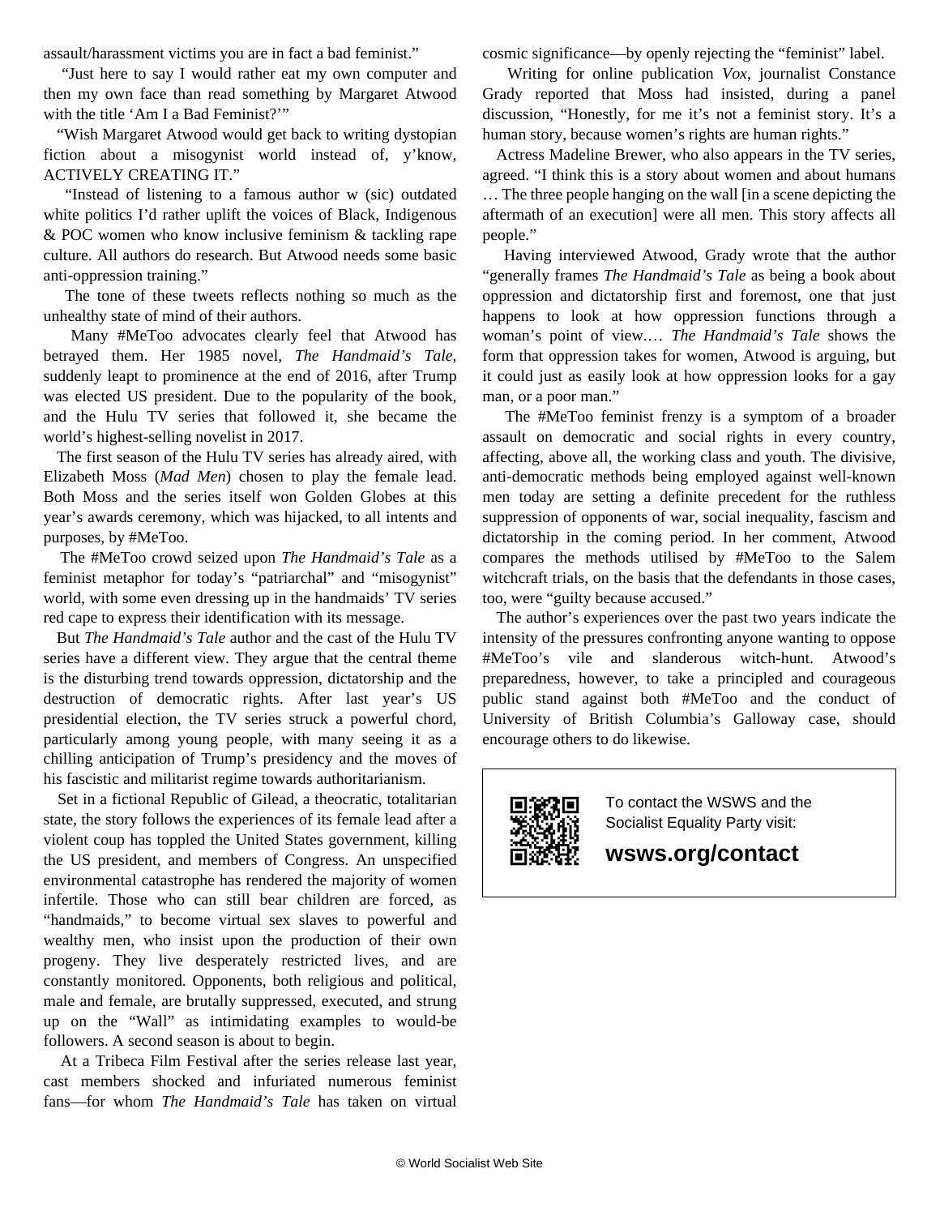assault/harassment victims you are in fact a bad feminist."

"Just here to say I would rather eat my own computer and then my own face than read something by Margaret Atwood with the title 'Am I a Bad Feminist?'"

"Wish Margaret Atwood would get back to writing dystopian fiction about a misogynist world instead of, y'know, ACTIVELY CREATING IT."

"Instead of listening to a famous author w (sic) outdated white politics I'd rather uplift the voices of Black, Indigenous & POC women who know inclusive feminism & tackling rape culture. All authors do research. But Atwood needs some basic anti-oppression training."

The tone of these tweets reflects nothing so much as the unhealthy state of mind of their authors.

Many #MeToo advocates clearly feel that Atwood has betrayed them. Her 1985 novel, *The Handmaid's Tale*, suddenly leapt to prominence at the end of 2016, after Trump was elected US president. Due to the popularity of the book, and the Hulu TV series that followed it, she became the world's highest-selling novelist in 2017.

The first season of the Hulu TV series has already aired, with Elizabeth Moss (*Mad Men*) chosen to play the female lead. Both Moss and the series itself won Golden Globes at this year's awards ceremony, which was hijacked, to all intents and purposes, by #MeToo.

The #MeToo crowd seized upon *The Handmaid's Tale* as a feminist metaphor for today's "patriarchal" and "misogynist" world, with some even dressing up in the handmaids' TV series red cape to express their identification with its message.

But *The Handmaid's Tale* author and the cast of the Hulu TV series have a different view. They argue that the central theme is the disturbing trend towards oppression, dictatorship and the destruction of democratic rights. After last year's US presidential election, the TV series struck a powerful chord, particularly among young people, with many seeing it as a chilling anticipation of Trump's presidency and the moves of his fascistic and militarist regime towards authoritarianism.

Set in a fictional Republic of Gilead, a theocratic, totalitarian state, the story follows the experiences of its female lead after a violent coup has toppled the United States government, killing the US president, and members of Congress. An unspecified environmental catastrophe has rendered the majority of women infertile. Those who can still bear children are forced, as "handmaids," to become virtual sex slaves to powerful and wealthy men, who insist upon the production of their own progeny. They live desperately restricted lives, and are constantly monitored. Opponents, both religious and political, male and female, are brutally suppressed, executed, and strung up on the "Wall" as intimidating examples to would-be followers. A second season is about to begin.

At a Tribeca Film Festival after the series release last year, cast members shocked and infuriated numerous feminist fans—for whom *The Handmaid's Tale* has taken on virtual cosmic significance—by openly rejecting the "feminist" label.

Writing for online publication *Vox*, journalist Constance Grady reported that Moss had insisted, during a panel discussion, "Honestly, for me it's not a feminist story. It's a human story, because women's rights are human rights."

Actress Madeline Brewer, who also appears in the TV series, agreed. "I think this is a story about women and about humans … The three people hanging on the wall [in a scene depicting the aftermath of an execution] were all men. This story affects all people."

Having interviewed Atwood, Grady wrote that the author "generally frames *The Handmaid's Tale* as being a book about oppression and dictatorship first and foremost, one that just happens to look at how oppression functions through a woman's point of view.… *The Handmaid's Tale* shows the form that oppression takes for women, Atwood is arguing, but it could just as easily look at how oppression looks for a gay man, or a poor man."

The #MeToo feminist frenzy is a symptom of a broader assault on democratic and social rights in every country, affecting, above all, the working class and youth. The divisive, anti-democratic methods being employed against well-known men today are setting a definite precedent for the ruthless suppression of opponents of war, social inequality, fascism and dictatorship in the coming period. In her comment, Atwood compares the methods utilised by #MeToo to the Salem witchcraft trials, on the basis that the defendants in those cases, too, were "guilty because accused."

The author's experiences over the past two years indicate the intensity of the pressures confronting anyone wanting to oppose #MeToo's vile and slanderous witch-hunt. Atwood's preparedness, however, to take a principled and courageous public stand against both #MeToo and the conduct of University of British Columbia's Galloway case, should encourage others to do likewise.

To contact the WSWS and the Socialist Equality Party visit:

**wsws.org/contact**